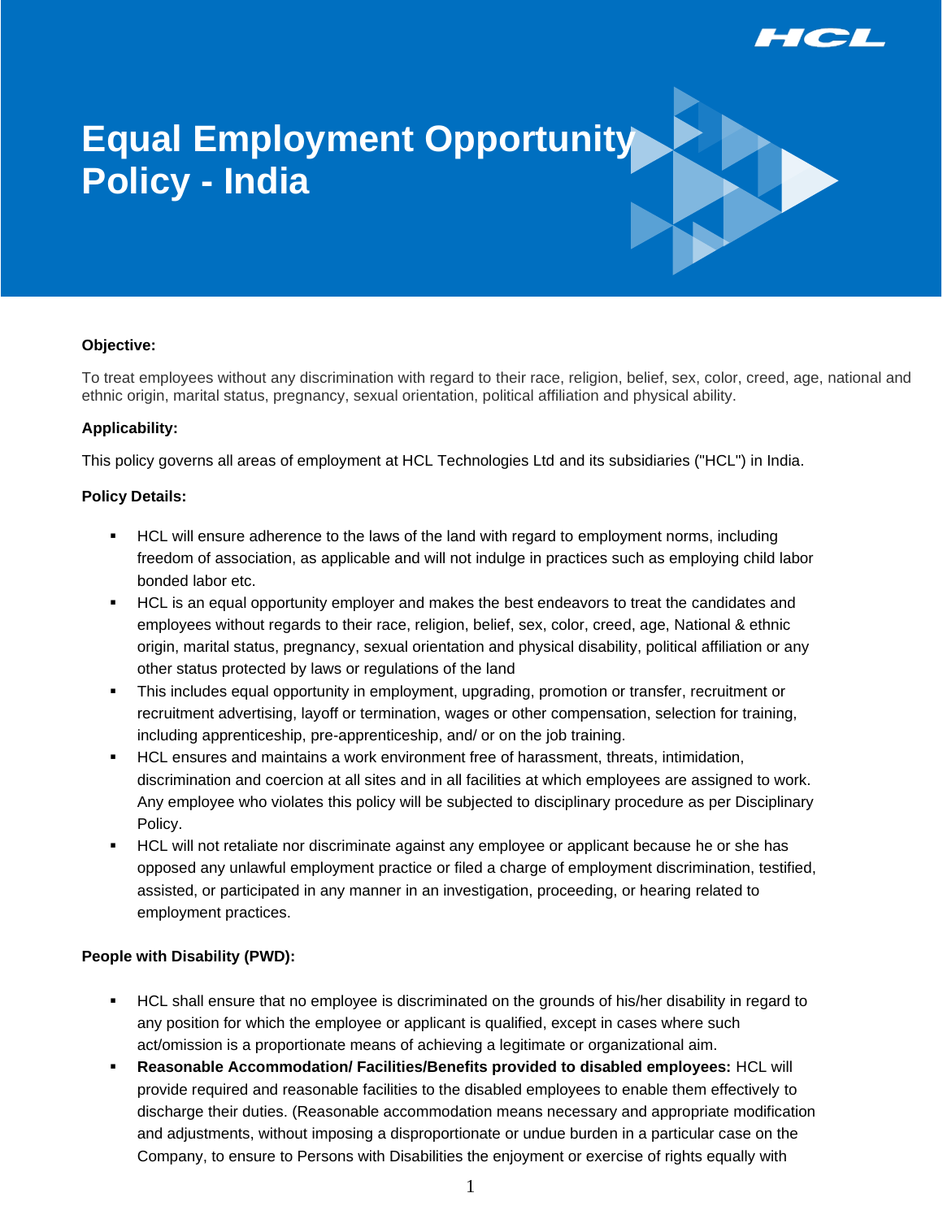# Equal Employment Opportunity Policy - India

**Objective:**

To treat employees without any discrimination with regard to their race, religion, belief, sex, color, creed, age, national and ethnic origin, marital status, pregnancy, sexual orientation, political affiliation and physical ability.

**Applicability:**

This policy governs all areas of employment at HCL Technologies Ltd and its subsidiaries ("HCL") in India.

**Policy Details:**

- HCL will ensure adherence to the laws of the land with regard to employment norms, including freedom of association, as applicable and will not indulge in practices such as employing child labor bonded labor etc.
- HCL is an equal opportunity employer and makes the best endeavors to treat the candidates and employees without regards to their race, religion, belief, sex, color, creed, age, National & ethnic origin, marital status, pregnancy, sexual orientation and physical disability, political affiliation or any other status protected by laws or regulations of the land
- This includes equal opportunity in employment, upgrading, promotion or transfer, recruitment or recruitment advertising, layoff or termination, wages or other compensation, selection for training, including apprenticeship, pre-apprenticeship, and/ or on the job training.
- HCL ensures and maintains a work environment free of harassment, threats, intimidation, discrimination and coercion at all sites and in all facilities at which employees are assigned to work. Any employee who violates this policy will be subjected to disciplinary procedure as per Disciplinary Policy.
- HCL will not retaliate nor discriminate against any employee or applicant because he or she has opposed any unlawful employment practice or filed a charge of employment discrimination, testified, assisted, or participated in any manner in an investigation, proceeding, or hearing related to employment practices.

**People with Disability (PWD):**

- HCL shall ensure that no employee is discriminated on the grounds of his/her disability in regard to any position for which the employee or applicant is qualified, except in cases where such act/omission is a proportionate means of achieving a legitimate or organizational aim.
- **Reasonable Accommodation/ Facilities/Benefits provided to disabled employees:** HCL will provide required and reasonable facilities to the disabled employees to enable them effectively to discharge their duties. (Reasonable accommodation means necessary and appropriate modification and adjustments, without imposing a disproportionate or undue burden in a particular case on the Company, to ensure to Persons with Disabilities the enjoyment or exercise of rights equally with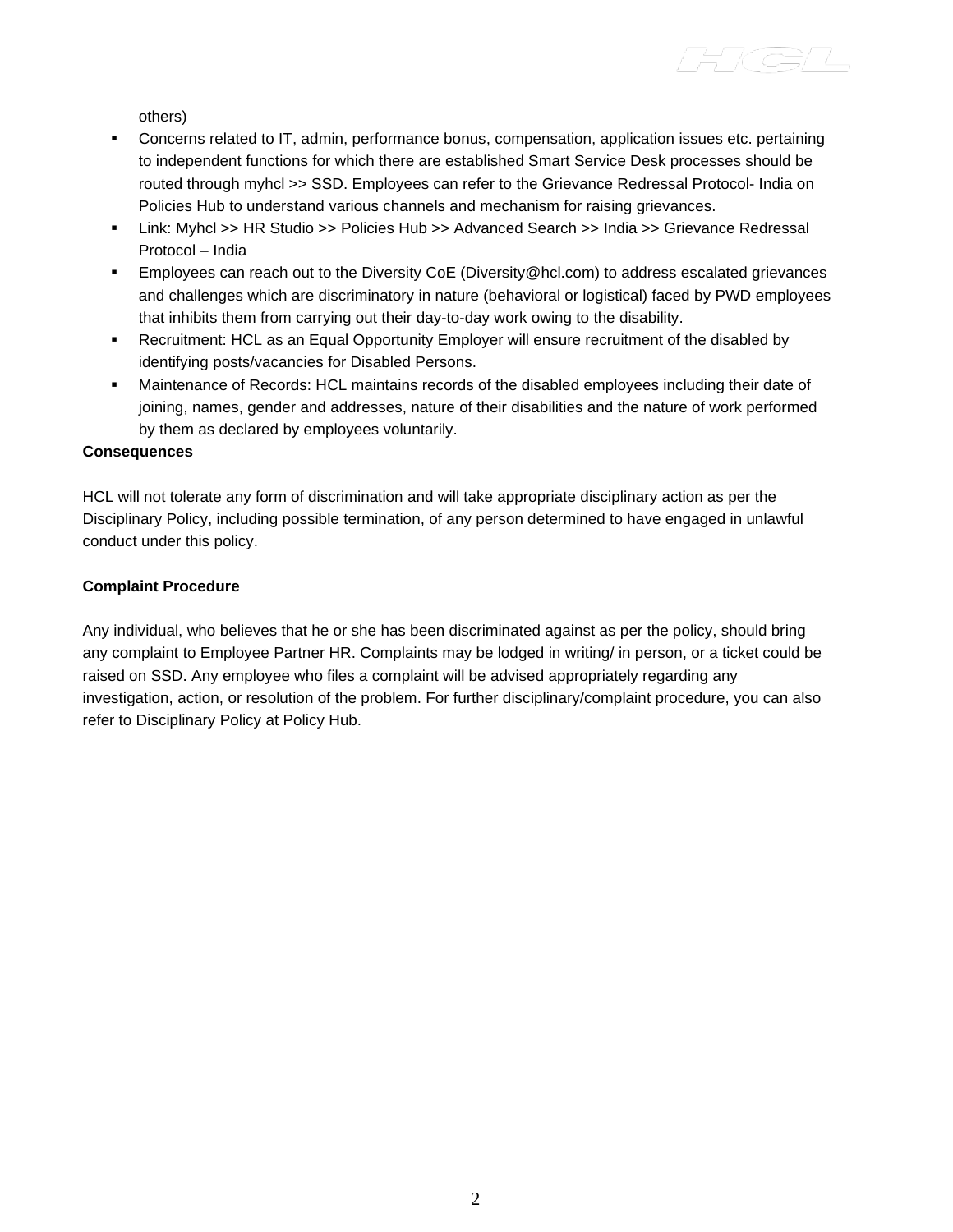others)

- Concerns related to IT, admin, performance bonus, compensation, application issues etc. pertaining to independent functions for which there are established Smart Service Desk processes should be routed through myhcl >> SSD. Employees can refer to the Grievance Redressal Protocol- India on Policies Hub to understand various channels and mechanism for raising grievances.
- Link: Myhcl >> HR Studio >> Policies Hub >> Advanced Search >> India >> Grievance Redressal Protocol – India
- Employees can reach out to the Diversity CoE (Diversity@hcl.com) to address escalated grievances and challenges which are discriminatory in nature (behavioral or logistical) faced by PWD employees that inhibits them from carrying out their day-to-day work owing to the disability.
- Recruitment: HCL as an Equal Opportunity Employer will ensure recruitment of the disabled by identifying posts/vacancies for Disabled Persons.
- Maintenance of Records: HCL maintains records of the disabled employees including their date of joining, names, gender and addresses, nature of their disabilities and the nature of work performed by them as declared by employees voluntarily.

**Consequences**

HCL will not tolerate any form of discrimination and will take appropriate disciplinary action as per the Disciplinary Policy, including possible termination, of any person determined to have engaged in unlawful conduct under this policy.

**Complaint Procedure**

Any individual, who believes that he or she has been discriminated against as per the policy, should bring any complaint to Employee Partner HR. Complaints may be lodged in writing/ in person, or a ticket could be raised on SSD. Any employee who files a complaint will be advised appropriately regarding any investigation, action, or resolution of the problem. For further disciplinary/complaint procedure, you can also refer to Disciplinary Policy at Policy Hub.